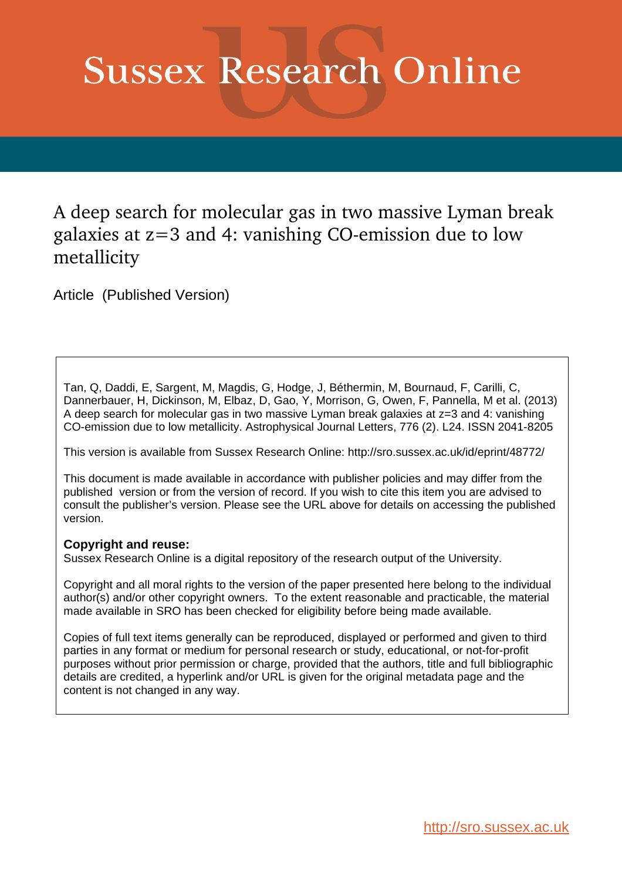# Sussex Research Online

## A deep search for molecular gas in two massive Lyman break galaxies at z=3 and 4: vanishing CO-emission due to low metallicity

Article (Published Version)

Tan, Q, Daddi, E, Sargent, M, Magdis, G, Hodge, J, Béthermin, M, Bournaud, F, Carilli, C, Dannerbauer, H, Dickinson, M, Elbaz, D, Gao, Y, Morrison, G, Owen, F, Pannella, M et al. (2013) A deep search for molecular gas in two massive Lyman break galaxies at z=3 and 4: vanishing CO-emission due to low metallicity. Astrophysical Journal Letters, 776 (2). L24. ISSN 2041-8205

This version is available from Sussex Research Online: http://sro.sussex.ac.uk/id/eprint/48772/

This document is made available in accordance with publisher policies and may differ from the published version or from the version of record. If you wish to cite this item you are advised to consult the publisher's version. Please see the URL above for details on accessing the published version.

**Copyright and reuse:**
Sussex Research Online is a digital repository of the research output of the University.

Copyright and all moral rights to the version of the paper presented here belong to the individual author(s) and/or other copyright owners. To the extent reasonable and practicable, the material made available in SRO has been checked for eligibility before being made available.

Copies of full text items generally can be reproduced, displayed or performed and given to third parties in any format or medium for personal research or study, educational, or not-for-profit purposes without prior permission or charge, provided that the authors, title and full bibliographic details are credited, a hyperlink and/or URL is given for the original metadata page and the content is not changed in any way.

http://sro.sussex.ac.uk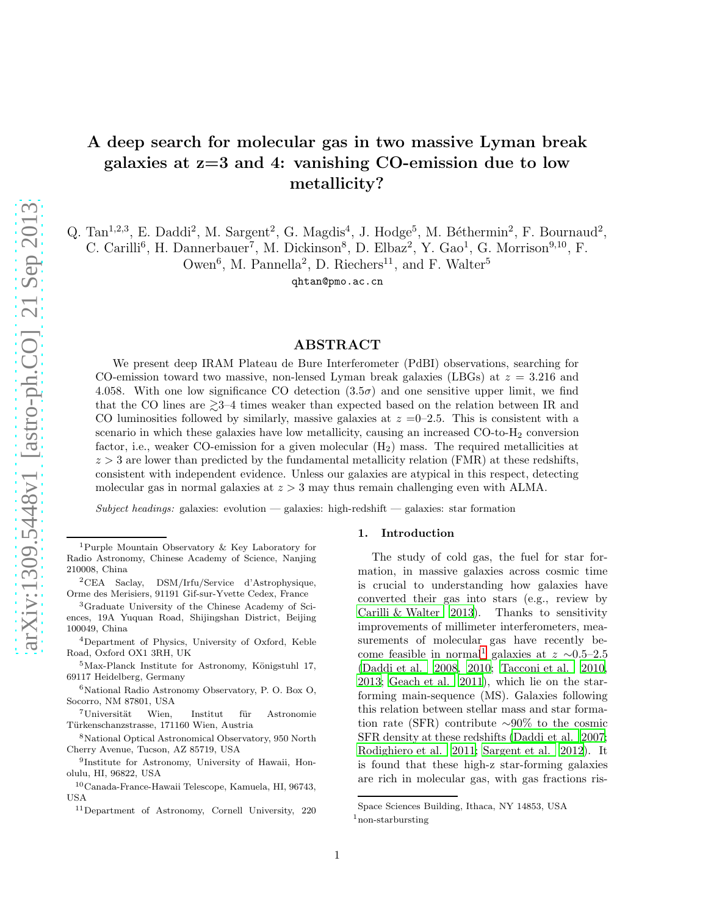# A deep search for molecular gas in two massive Lyman break galaxies at z=3 and 4: vanishing CO-emission due to low metallicity?

Q. Tan[1,2,3], E. Daddi[2], M. Sargent[2], G. Magdis[4], J. Hodge[5], M. Béthermin[2], F. Bournaud[2], C. Carilli[6], H. Dannerbauer[7], M. Dickinson[8], D. Elbaz[2], Y. Gao[1], G. Morrison[9,10], F. Owen[6], M. Pannella[2], D. Riechers[11], and F. Walter[5]

qhtan@pmo.ac.cn

## ABSTRACT

We present deep IRAM Plateau de Bure Interferometer (PdBI) observations, searching for CO-emission toward two massive, non-lensed Lyman break galaxies (LBGs) at $z = 3.216$ and 4.058. With one low significance CO detection ($3.5\sigma$) and one sensitive upper limit, we find that the CO lines are $\gtrsim$3–4 times weaker than expected based on the relation between IR and CO luminosities followed by similarly, massive galaxies at $z$ =0–2.5. This is consistent with a scenario in which these galaxies have low metallicity, causing an increased CO-to-$H_2$ conversion factor, i.e., weaker CO-emission for a given molecular ($H_2$) mass. The required metallicities at $z > 3$ are lower than predicted by the fundamental metallicity relation (FMR) at these redshifts, consistent with independent evidence. Unless our galaxies are atypical in this respect, detecting molecular gas in normal galaxies at $z > 3$ may thus remain challenging even with ALMA.

*Subject headings:* galaxies: evolution — galaxies: high-redshift — galaxies: star formation

## 1. Introduction

The study of cold gas, the fuel for star formation, in massive galaxies across cosmic time is crucial to understanding how galaxies have converted their gas into stars (e.g., review by Carilli & Walter 2013). Thanks to sensitivity improvements of millimeter interferometers, measurements of molecular gas have recently become feasible in normal[1] galaxies at $z \sim$0.5–2.5 (Daddi et al. 2008, 2010; Tacconi et al. 2010, 2013; Geach et al. 2011), which lie on the star-forming main-sequence (MS). Galaxies following this relation between stellar mass and star formation rate (SFR) contribute $\sim$90% to the cosmic SFR density at these redshifts (Daddi et al. 2007; Rodighiero et al. 2011; Sargent et al. 2012). It is found that these high-z star-forming galaxies are rich in molecular gas, with gas fractions ris-

[1]Purple Mountain Observatory & Key Laboratory for Radio Astronomy, Chinese Academy of Science, Nanjing 210008, China

[2]CEA Saclay, DSM/Irfu/Service d'Astrophysique, Orme des Merisiers, 91191 Gif-sur-Yvette Cedex, France

[3]Graduate University of the Chinese Academy of Sciences, 19A Yuquan Road, Shijingshan District, Beijing 100049, China

[4]Department of Physics, University of Oxford, Keble Road, Oxford OX1 3RH, UK

[5]Max-Planck Institute for Astronomy, Königstuhl 17, 69117 Heidelberg, Germany

[6]National Radio Astronomy Observatory, P. O. Box O, Socorro, NM 87801, USA

[7]Universität Wien, Institut für Astronomie Türkenschanzstrasse, 171160 Wien, Austria

[8]National Optical Astronomical Observatory, 950 North Cherry Avenue, Tucson, AZ 85719, USA

[9]Institute for Astronomy, University of Hawaii, Honolulu, HI, 96822, USA

[10]Canada-France-Hawaii Telescope, Kamuela, HI, 96743, USA

[11]Department of Astronomy, Cornell University, 220 Space Sciences Building, Ithaca, NY 14853, USA

[1]non-starbursting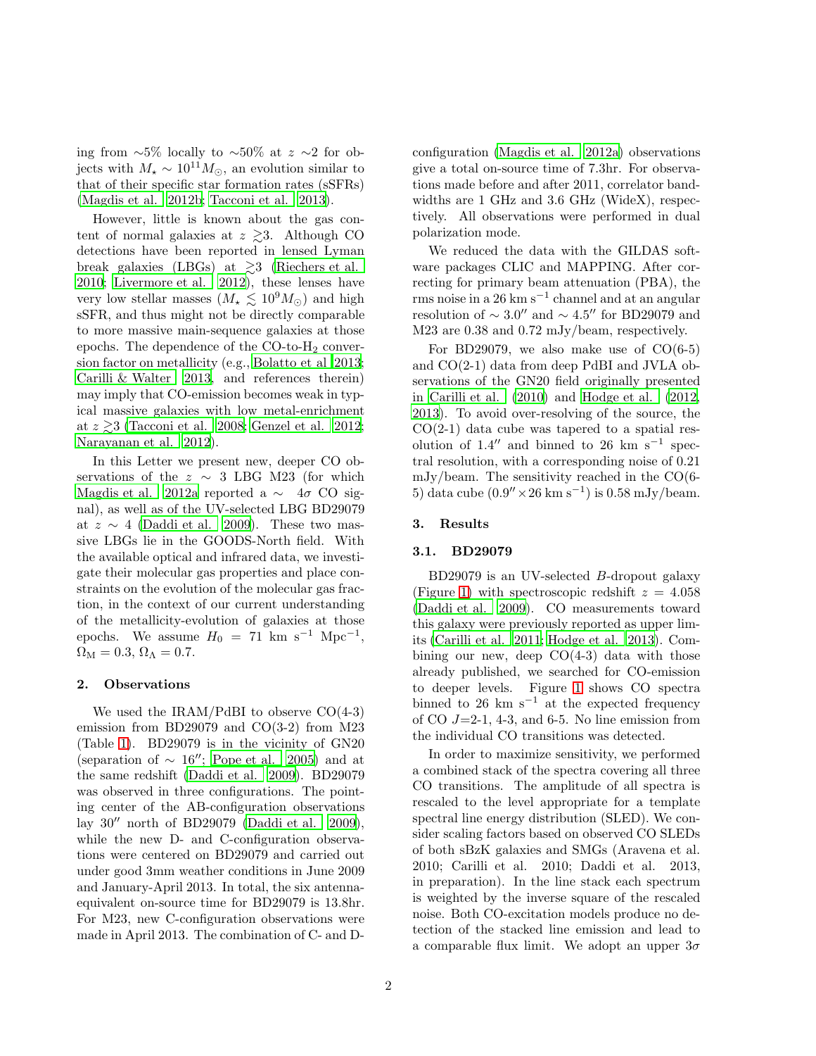ing from ∼5% locally to ∼50% at $z$ ∼2 for objects with $M_\star \sim 10^{11} M_\odot$, an evolution similar to that of their specific star formation rates (sSFRs) (Magdis et al. 2012b; Tacconi et al. 2013).

However, little is known about the gas content of normal galaxies at $z \gtrsim 3$. Although CO detections have been reported in lensed Lyman break galaxies (LBGs) at $\gtrsim 3$ (Riechers et al. 2010; Livermore et al. 2012), these lenses have very low stellar masses ($M_\star \lesssim 10^9 M_\odot$) and high sSFR, and thus might not be directly comparable to more massive main-sequence galaxies at those epochs. The dependence of the CO-to-$H_2$ conversion factor on metallicity (e.g., Bolatto et al 2013; Carilli & Walter 2013, and references therein) may imply that CO-emission becomes weak in typical massive galaxies with low metal-enrichment at $z \gtrsim 3$ (Tacconi et al. 2008; Genzel et al. 2012; Narayanan et al. 2012).

In this Letter we present new, deeper CO observations of the $z$ ∼ 3 LBG M23 (for which Magdis et al. 2012a reported a ∼ 4$\sigma$ CO signal), as well as of the UV-selected LBG BD29079 at $z$ ∼ 4 (Daddi et al. 2009). These two massive LBGs lie in the GOODS-North field. With the available optical and infrared data, we investigate their molecular gas properties and place constraints on the evolution of the molecular gas fraction, in the context of our current understanding of the metallicity-evolution of galaxies at those epochs. We assume $H_0$ = 71 km s$^{-1}$ Mpc$^{-1}$, $\Omega_{\rm M} = 0.3$, $\Omega_\Lambda = 0.7$.

## 2. Observations

We used the IRAM/PdBI to observe CO(4-3) emission from BD29079 and CO(3-2) from M23 (Table 1). BD29079 is in the vicinity of GN20 (separation of ∼ 16″; Pope et al. 2005) and at the same redshift (Daddi et al. 2009). BD29079 was observed in three configurations. The pointing center of the AB-configuration observations lay 30″ north of BD29079 (Daddi et al. 2009), while the new D- and C-configuration observations were centered on BD29079 and carried out under good 3mm weather conditions in June 2009 and January-April 2013. In total, the six antenna-equivalent on-source time for BD29079 is 13.8hr. For M23, new C-configuration observations were made in April 2013. The combination of C- and D-configuration (Magdis et al. 2012a) observations give a total on-source time of 7.3hr. For observations made before and after 2011, correlator bandwidths are 1 GHz and 3.6 GHz (WideX), respectively. All observations were performed in dual polarization mode.

We reduced the data with the GILDAS software packages CLIC and MAPPING. After correcting for primary beam attenuation (PBA), the rms noise in a 26 km s$^{-1}$ channel and at an angular resolution of ∼ 3.0″ and ∼ 4.5″ for BD29079 and M23 are 0.38 and 0.72 mJy/beam, respectively.

For BD29079, we also make use of CO(6-5) and CO(2-1) data from deep PdBI and JVLA observations of the GN20 field originally presented in Carilli et al. (2010) and Hodge et al. (2012, 2013). To avoid over-resolving of the source, the CO(2-1) data cube was tapered to a spatial resolution of 1.4″ and binned to 26 km s$^{-1}$ spectral resolution, with a corresponding noise of 0.21 mJy/beam. The sensitivity reached in the CO(6-5) data cube (0.9″×26 km s$^{-1}$) is 0.58 mJy/beam.

## 3. Results

### 3.1. BD29079

BD29079 is an UV-selected $B$-dropout galaxy (Figure 1) with spectroscopic redshift $z$ = 4.058 (Daddi et al. 2009). CO measurements toward this galaxy were previously reported as upper limits (Carilli et al. 2011; Hodge et al. 2013). Combining our new, deep CO(4-3) data with those already published, we searched for CO-emission to deeper levels. Figure 1 shows CO spectra binned to 26 km s$^{-1}$ at the expected frequency of CO $J$=2-1, 4-3, and 6-5. No line emission from the individual CO transitions was detected.

In order to maximize sensitivity, we performed a combined stack of the spectra covering all three CO transitions. The amplitude of all spectra is rescaled to the level appropriate for a template spectral line energy distribution (SLED). We consider scaling factors based on observed CO SLEDs of both sBzK galaxies and SMGs (Aravena et al. 2010; Carilli et al. 2010; Daddi et al. 2013, in preparation). In the line stack each spectrum is weighted by the inverse square of the rescaled noise. Both CO-excitation models produce no detection of the stacked line emission and lead to a comparable flux limit. We adopt an upper 3$\sigma$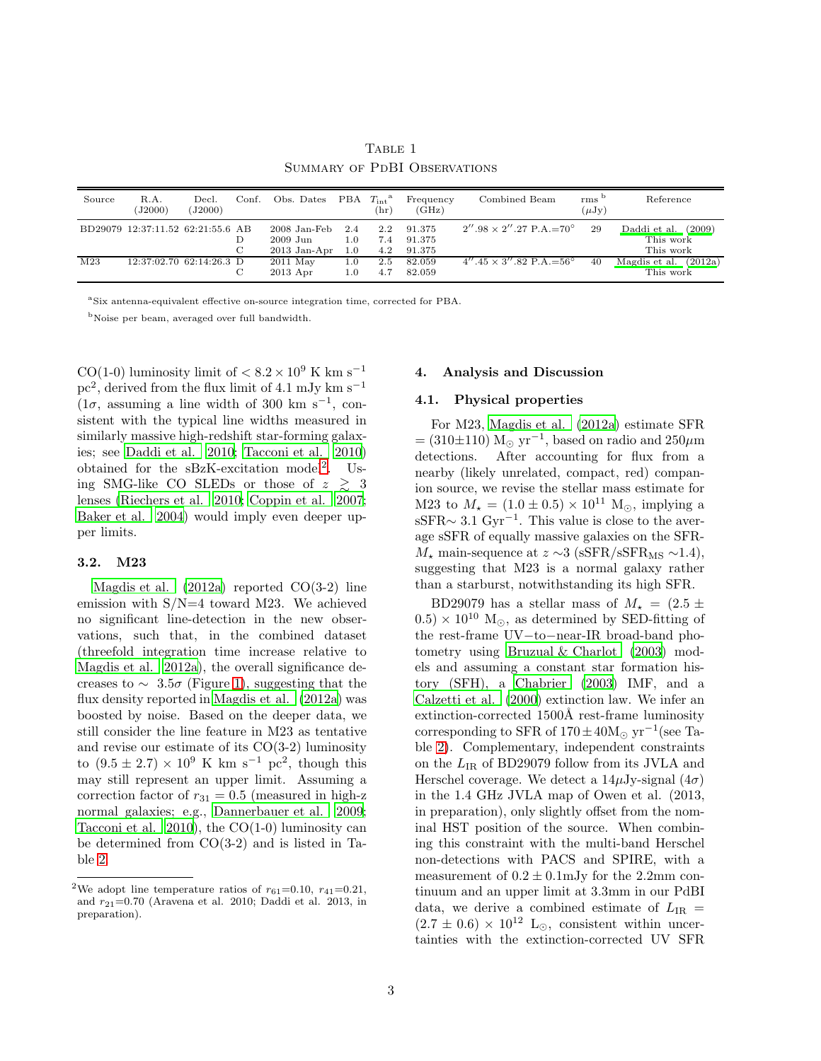Table 1
Summary of PdBI Observations

| Source | R.A. (J2000) | Decl. (J2000) | Conf. | Obs. Dates | PBA | $T_{\rm int}$[a] (hr) | Frequency (GHz) | Combined Beam | rms[b] ($\mu$Jy) | Reference |
|---|---|---|---|---|---|---|---|---|---|---|
| BD29079 | 12:37:11.52 | 62:21:55.6 | AB | 2008 Jan-Feb | 2.4 | 2.2 | 91.375 | $2''.98 \times 2''.27$ P.A.=70° | 29 | Daddi et al. (2009) |
| | | | D | 2009 Jun | 1.0 | 7.4 | 91.375 | | | This work |
| | | | C | 2013 Jan-Apr | 1.0 | 4.2 | 91.375 | | | This work |
| M23 | 12:37:02.70 | 62:14:26.3 | D | 2011 May | 1.0 | 2.5 | 82.059 | $4''.45 \times 3''.82$ P.A.=56° | 40 | Magdis et al. (2012a) |
| | | | C | 2013 Apr | 1.0 | 4.7 | 82.059 | | | This work |

[a]Six antenna-equivalent effective on-source integration time, corrected for PBA.

[b]Noise per beam, averaged over full bandwidth.

CO(1-0) luminosity limit of $< 8.2 \times 10^9$ K km s$^{-1}$ pc$^2$, derived from the flux limit of 4.1 mJy km s$^{-1}$ ($1\sigma$, assuming a line width of 300 km s$^{-1}$, consistent with the typical line widths measured in similarly massive high-redshift star-forming galaxies; see Daddi et al. 2010; Tacconi et al. 2010) obtained for the sBzK-excitation model[2]. Using SMG-like CO SLEDs or those of $z \gtrsim 3$ lenses (Riechers et al. 2010; Coppin et al. 2007; Baker et al. 2004) would imply even deeper upper limits.

### 3.2. M23

Magdis et al. (2012a) reported CO(3-2) line emission with S/N=4 toward M23. We achieved no significant line-detection in the new observations, such that, in the combined dataset (threefold integration time increase relative to Magdis et al. 2012a), the overall significance decreases to $\sim 3.5\sigma$ (Figure 1), suggesting that the flux density reported in Magdis et al. (2012a) was boosted by noise. Based on the deeper data, we still consider the line feature in M23 as tentative and revise our estimate of its CO(3-2) luminosity to $(9.5 \pm 2.7) \times 10^9$ K km s$^{-1}$ pc$^2$, though this may still represent an upper limit. Assuming a correction factor of $r_{31} = 0.5$ (measured in high-z normal galaxies; e.g., Dannerbauer et al. 2009; Tacconi et al. 2010), the CO(1-0) luminosity can be determined from CO(3-2) and is listed in Table 2.

[2]We adopt line temperature ratios of $r_{61}$=0.10, $r_{41}$=0.21, and $r_{21}$=0.70 (Aravena et al. 2010; Daddi et al. 2013, in preparation).

## 4. Analysis and Discussion

### 4.1. Physical properties

For M23, Magdis et al. (2012a) estimate SFR = (310±110) M$_\odot$ yr$^{-1}$, based on radio and 250$\mu$m detections. After accounting for flux from a nearby (likely unrelated, compact, red) companion source, we revise the stellar mass estimate for M23 to $M_\star = (1.0 \pm 0.5) \times 10^{11}$ M$_\odot$, implying a sSFR$\sim$ 3.1 Gyr$^{-1}$. This value is close to the average sSFR of equally massive galaxies on the SFR-$M_\star$ main-sequence at $z \sim 3$ (sSFR/sSFR$_{\rm MS} \sim 1.4$), suggesting that M23 is a normal galaxy rather than a starburst, notwithstanding its high SFR.

BD29079 has a stellar mass of $M_\star = (2.5 \pm 0.5) \times 10^{10}$ M$_\odot$, as determined by SED-fitting of the rest-frame UV−to−near-IR broad-band photometry using Bruzual & Charlot (2003) models and assuming a constant star formation history (SFH), a Chabrier (2003) IMF, and a Calzetti et al. (2000) extinction law. We infer an extinction-corrected 1500Å rest-frame luminosity corresponding to SFR of $170 \pm 40$M$_\odot$ yr$^{-1}$(see Table 2). Complementary, independent constraints on the $L_{\rm IR}$ of BD29079 follow from its JVLA and Herschel coverage. We detect a 14$\mu$Jy-signal ($4\sigma$) in the 1.4 GHz JVLA map of Owen et al. (2013, in preparation), only slightly offset from the nominal HST position of the source. When combining this constraint with the multi-band Herschel non-detections with PACS and SPIRE, with a measurement of $0.2 \pm 0.1$mJy for the 2.2mm continuum and an upper limit at 3.3mm in our PdBI data, we derive a combined estimate of $L_{\rm IR} = (2.7 \pm 0.6) \times 10^{12}$ L$_\odot$, consistent within uncertainties with the extinction-corrected UV SFR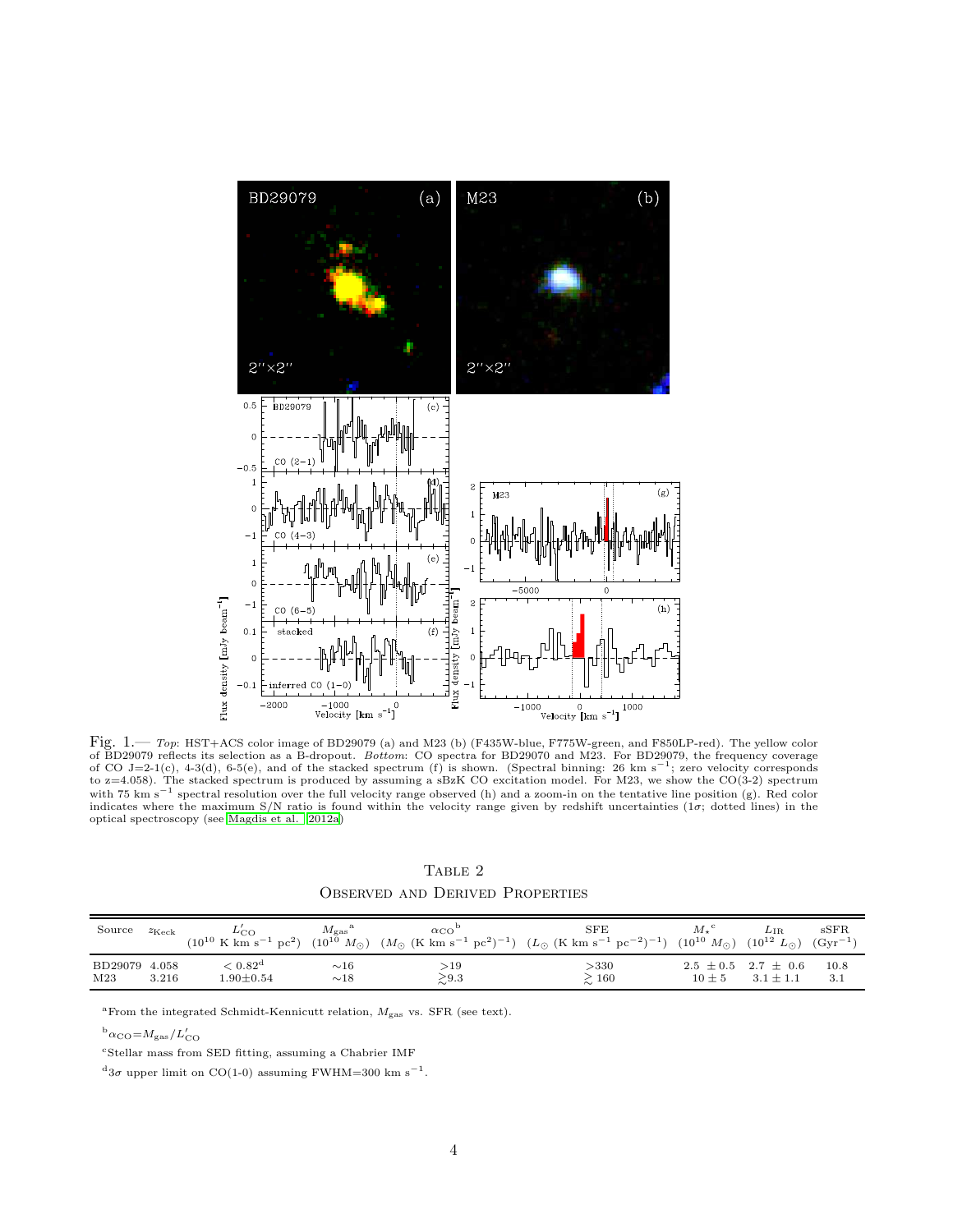Fig. 1.— *Top*: HST+ACS color image of BD29079 (a) and M23 (b) (F435W-blue, F775W-green, and F850LP-red). The yellow color of BD29079 reflects its selection as a B-dropout. *Bottom*: CO spectra for BD29070 and M23. For BD29079, the frequency coverage of CO J=2-1(c), 4-3(d), 6-5(e), and of the stacked spectrum (f) is shown. (Spectral binning: 26 km s$^{-1}$; zero velocity corresponds to z=4.058). The stacked spectrum is produced by assuming a sBzK CO excitation model. For M23, we show the CO(3-2) spectrum with 75 km s$^{-1}$ spectral resolution over the full velocity range observed (h) and a zoom-in on the tentative line position (g). Red color indicates where the maximum S/N ratio is found within the velocity range given by redshift uncertainties (1$\sigma$; dotted lines) in the optical spectroscopy (see Magdis et al. 2012a)

Table 2

Observed and Derived Properties

| Source | $z_{\rm Keck}$ | $L'_{\rm CO}$ ($10^{10}$ K km s$^{-1}$ pc$^2$) | $M_{\rm gas}$[a] ($10^{10}$ $M_\odot$) | $\alpha_{\rm CO}$[b] ($M_\odot$ (K km s$^{-1}$ pc$^2$)$^{-1}$) | SFE ($L_\odot$ (K km s$^{-1}$ pc$^{-2}$)$^{-1}$) | $M_*$[c] ($10^{10}$ $M_\odot$) | $L_{\rm IR}$ ($10^{12}$ $L_\odot$) | sSFR (Gyr$^{-1}$) |
|---|---|---|---|---|---|---|---|---|
| BD29079 | 4.058 | $<0.82$[d] | ∼16 | >19 | >330 | $2.5 \pm 0.5$ | $2.7 \pm 0.6$ | 10.8 |
| M23 | 3.216 | $1.90 \pm 0.54$ | ∼18 | $\gtrsim 9.3$ | $\gtrsim 160$ | $10 \pm 5$ | $3.1 \pm 1.1$ | 3.1 |

[a]From the integrated Schmidt-Kennicutt relation, $M_{\rm gas}$ vs. SFR (see text).

[b]$\alpha_{\rm CO} = M_{\rm gas}/L'_{\rm CO}$

[c]Stellar mass from SED fitting, assuming a Chabrier IMF

[d]$3\sigma$ upper limit on CO(1-0) assuming FWHM=300 km s$^{-1}$.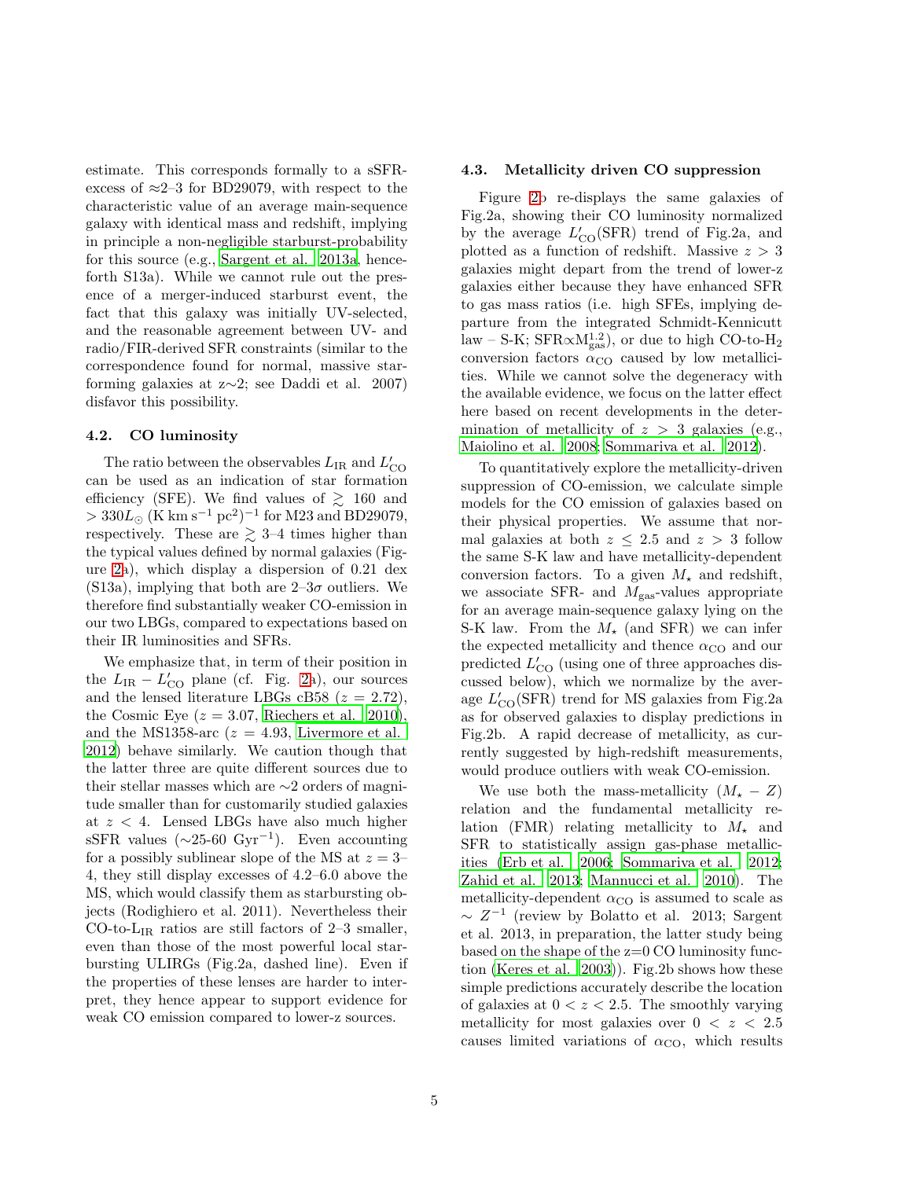estimate. This corresponds formally to a sSFR-excess of ≈2–3 for BD29079, with respect to the characteristic value of an average main-sequence galaxy with identical mass and redshift, implying in principle a non-negligible starburst-probability for this source (e.g., Sargent et al. 2013a, henceforth S13a). While we cannot rule out the presence of a merger-induced starburst event, the fact that this galaxy was initially UV-selected, and the reasonable agreement between UV- and radio/FIR-derived SFR constraints (similar to the correspondence found for normal, massive star-forming galaxies at z∼2; see Daddi et al. 2007) disfavor this possibility.

### 4.2. CO luminosity

The ratio between the observables $L_{\rm IR}$ and $L'_{\rm CO}$ can be used as an indication of star formation efficiency (SFE). We find values of $\gtrsim$ 160 and $> 330 L_\odot$ (K km s$^{-1}$ pc$^2$)$^{-1}$ for M23 and BD29079, respectively. These are $\gtrsim$ 3–4 times higher than the typical values defined by normal galaxies (Figure 2a), which display a dispersion of 0.21 dex (S13a), implying that both are 2–3$\sigma$ outliers. We therefore find substantially weaker CO-emission in our two LBGs, compared to expectations based on their IR luminosities and SFRs.

We emphasize that, in term of their position in the $L_{\rm IR} - L'_{\rm CO}$ plane (cf. Fig. 2a), our sources and the lensed literature LBGs cB58 ($z = 2.72$), the Cosmic Eye ($z = 3.07$, Riechers et al. 2010), and the MS1358-arc ($z = 4.93$, Livermore et al. 2012) behave similarly. We caution though that the latter three are quite different sources due to their stellar masses which are ∼2 orders of magnitude smaller than for customarily studied galaxies at $z < 4$. Lensed LBGs have also much higher sSFR values (∼25-60 Gyr$^{-1}$). Even accounting for a possibly sublinear slope of the MS at $z =$ 3–4, they still display excesses of 4.2–6.0 above the MS, which would classify them as starbursting objects (Rodighiero et al. 2011). Nevertheless their CO-to-$L_{\rm IR}$ ratios are still factors of 2–3 smaller, even than those of the most powerful local starbursting ULIRGs (Fig.2a, dashed line). Even if the properties of these lenses are harder to interpret, they hence appear to support evidence for weak CO emission compared to lower-z sources.

### 4.3. Metallicity driven CO suppression

Figure 2b re-displays the same galaxies of Fig.2a, showing their CO luminosity normalized by the average $L'_{\rm CO}$(SFR) trend of Fig.2a, and plotted as a function of redshift. Massive $z > 3$ galaxies might depart from the trend of lower-z galaxies either because they have enhanced SFR to gas mass ratios (i.e. high SFEs, implying departure from the integrated Schmidt-Kennicutt law – S-K; SFR$\propto$M$_{\rm gas}^{1.2}$), or due to high CO-to-H$_2$ conversion factors $\alpha_{\rm CO}$ caused by low metallicities. While we cannot solve the degeneracy with the available evidence, we focus on the latter effect here based on recent developments in the determination of metallicity of $z > 3$ galaxies (e.g., Maiolino et al. 2008; Sommariva et al. 2012).

To quantitatively explore the metallicity-driven suppression of CO-emission, we calculate simple models for the CO emission of galaxies based on their physical properties. We assume that normal galaxies at both $z \leq 2.5$ and $z > 3$ follow the same S-K law and have metallicity-dependent conversion factors. To a given $M_\star$ and redshift, we associate SFR- and $M_{\rm gas}$-values appropriate for an average main-sequence galaxy lying on the S-K law. From the $M_\star$ (and SFR) we can infer the expected metallicity and thence $\alpha_{\rm CO}$ and our predicted $L'_{\rm CO}$ (using one of three approaches discussed below), which we normalize by the average $L'_{\rm CO}$(SFR) trend for MS galaxies from Fig.2a as for observed galaxies to display predictions in Fig.2b. A rapid decrease of metallicity, as currently suggested by high-redshift measurements, would produce outliers with weak CO-emission.

We use both the mass-metallicity ($M_\star - Z$) relation and the fundamental metallicity relation (FMR) relating metallicity to $M_\star$ and SFR to statistically assign gas-phase metallicities (Erb et al. 2006; Sommariva et al. 2012; Zahid et al. 2013; Mannucci et al. 2010). The metallicity-dependent $\alpha_{\rm CO}$ is assumed to scale as $\sim Z^{-1}$ (review by Bolatto et al. 2013; Sargent et al. 2013, in preparation, the latter study being based on the shape of the z=0 CO luminosity function (Keres et al. 2003)). Fig.2b shows how these simple predictions accurately describe the location of galaxies at $0 < z < 2.5$. The smoothly varying metallicity for most galaxies over $0 < z < 2.5$ causes limited variations of $\alpha_{\rm CO}$, which results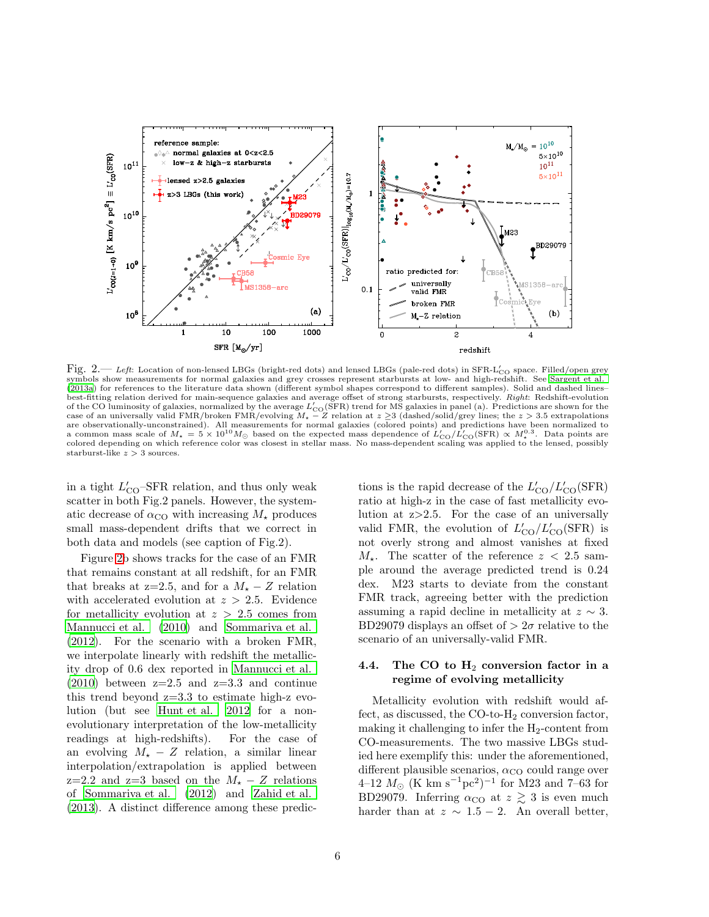Fig. 2.— *Left*: Location of non-lensed LBGs (bright-red dots) and lensed LBGs (pale-red dots) in SFR-$L'_{\rm CO}$ space. Filled/open grey symbols show measurements for normal galaxies and grey crosses represent starbursts at low- and high-redshift. See Sargent et al. (2013a) for references to the literature data shown (different symbol shapes correspond to different samples). Solid and dashed lines– best-fitting relation derived for main-sequence galaxies and average offset of strong starbursts, respectively. *Right*: Redshift-evolution of the CO luminosity of galaxies, normalized by the average $L'_{\rm CO}$(SFR) trend for MS galaxies in panel (a). Predictions are shown for the case of an universally valid FMR/broken FMR/evolving $M_\star - Z$ relation at $z \gtrsim 3$ (dashed/solid/grey lines; the $z > 3.5$ extrapolations are observationally-unconstrained). All measurements for normal galaxies (colored points) and predictions have been normalized to a common mass scale of $M_\star = 5 \times 10^{10} M_\odot$ based on the expected mass dependence of $L'_{\rm CO}/L'_{\rm CO}({\rm SFR}) \propto M_\star^{0.3}$. Data points are colored depending on which reference color was closest in stellar mass. No mass-dependent scaling was applied to the lensed, possibly starburst-like $z > 3$ sources.

in a tight $L'_{\rm CO}$–SFR relation, and thus only weak scatter in both Fig.2 panels. However, the systematic decrease of $\alpha_{\rm CO}$ with increasing $M_\star$ produces small mass-dependent drifts that we correct in both data and models (see caption of Fig.2).

Figure 2b shows tracks for the case of an FMR that remains constant at all redshift, for an FMR that breaks at z=2.5, and for a $M_\star - Z$ relation with accelerated evolution at $z > 2.5$. Evidence for metallicity evolution at $z > 2.5$ comes from Mannucci et al. (2010) and Sommariva et al. (2012). For the scenario with a broken FMR, we interpolate linearly with redshift the metallicity drop of 0.6 dex reported in Mannucci et al. (2010) between z=2.5 and z=3.3 and continue this trend beyond z=3.3 to estimate high-z evolution (but see Hunt et al. 2012 for a non-evolutionary interpretation of the low-metallicity readings at high-redshifts). For the case of an evolving $M_\star - Z$ relation, a similar linear interpolation/extrapolation is applied between z=2.2 and z=3 based on the $M_\star - Z$ relations of Sommariva et al. (2012) and Zahid et al. (2013). A distinct difference among these predictions is the rapid decrease of the $L'_{\rm CO}/L'_{\rm CO}$(SFR) ratio at high-z in the case of fast metallicity evolution at z>2.5. For the case of an universally valid FMR, the evolution of $L'_{\rm CO}/L'_{\rm CO}$(SFR) is not overly strong and almost vanishes at fixed $M_\star$. The scatter of the reference $z < 2.5$ sample around the average predicted trend is 0.24 dex. M23 starts to deviate from the constant FMR track, agreeing better with the prediction assuming a rapid decline in metallicity at $z \sim 3$. BD29079 displays an offset of $> 2\sigma$ relative to the scenario of an universally-valid FMR.

### 4.4. The CO to $H_2$ conversion factor in a regime of evolving metallicity

Metallicity evolution with redshift would affect, as discussed, the CO-to-$H_2$ conversion factor, making it challenging to infer the $H_2$-content from CO-measurements. The two massive LBGs studied here exemplify this: under the aforementioned, different plausible scenarios, $\alpha_{\rm CO}$ could range over 4–12 $M_\odot$ (K km s$^{-1}$pc$^2$)$^{-1}$ for M23 and 7–63 for BD29079. Inferring $\alpha_{\rm CO}$ at $z \gtrsim 3$ is even much harder than at $z \sim 1.5-2$. An overall better,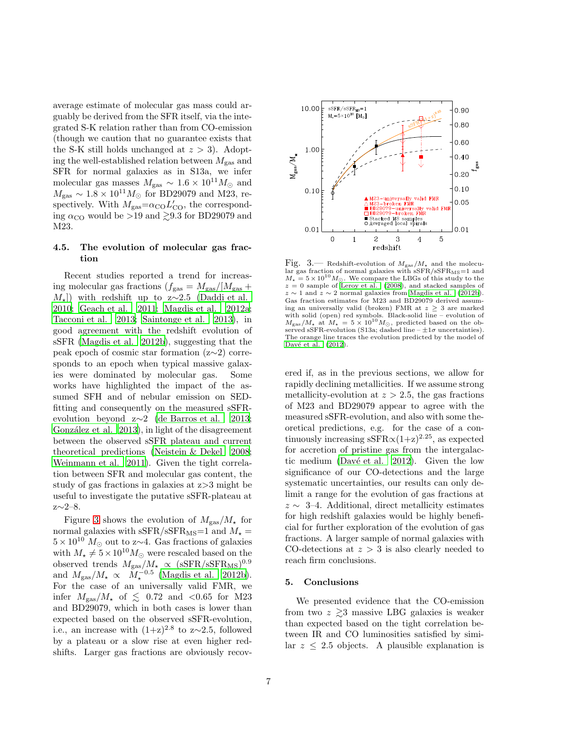average estimate of molecular gas mass could arguably be derived from the SFR itself, via the integrated S-K relation rather than from CO-emission (though we caution that no guarantee exists that the S-K still holds unchanged at $z > 3$). Adopting the well-established relation between $M_{\rm gas}$ and SFR for normal galaxies as in S13a, we infer molecular gas masses $M_{\rm gas} \sim 1.6 \times 10^{11} M_{\odot}$ and $M_{\rm gas} \sim 1.8 \times 10^{11} M_{\odot}$ for BD29079 and M23, respectively. With $M_{\rm gas}{=}\alpha_{\rm CO} L'_{\rm CO}$, the corresponding $\alpha_{\rm CO}$ would be $>19$ and $\gtrsim 9.3$ for BD29079 and M23.

### 4.5. The evolution of molecular gas fraction

Recent studies reported a trend for increasing molecular gas fractions ($f_{\rm gas} = M_{\rm gas}/[M_{\rm gas} + M_{\star}]$) with redshift up to z$\sim$2.5 (Daddi et al. 2010; Geach et al. 2011; Magdis et al. 2012a; Tacconi et al. 2013; Saintonge et al. 2013), in good agreement with the redshift evolution of sSFR (Magdis et al. 2012b), suggesting that the peak epoch of cosmic star formation (z$\sim$2) corresponds to an epoch when typical massive galaxies were dominated by molecular gas. Some works have highlighted the impact of the assumed SFH and of nebular emission on SED-fitting and consequently on the measured sSFR-evolution beyond z$\sim$2 (de Barros et al. 2013; González et al. 2013), in light of the disagreement between the observed sSFR plateau and current theoretical predictions (Neistein & Dekel 2008; Weinmann et al. 2011). Given the tight correlation between SFR and molecular gas content, the study of gas fractions in galaxies at z>3 might be useful to investigate the putative sSFR-plateau at z$\sim$2–8.

Figure 3 shows the evolution of $M_{\rm gas}/M_{\star}$ for normal galaxies with sSFR/sSFR$_{\rm MS}$=1 and $M_{\star} = 5 \times 10^{10}~M_{\odot}$ out to z$\sim$4. Gas fractions of galaxies with $M_{\star} \neq 5 \times 10^{10} M_{\odot}$ were rescaled based on the observed trends $M_{\rm gas}/M_{\star} \propto ({\rm sSFR/sSFR_{MS}})^{0.9}$ and $M_{\rm gas}/M_{\star} \propto M_{\star}^{-0.5}$ (Magdis et al. 2012b). For the case of an universally valid FMR, we infer $M_{\rm gas}/M_{\star}$ of $\lesssim$ 0.72 and $<$0.65 for M23 and BD29079, which in both cases is lower than expected based on the observed sSFR-evolution, i.e., an increase with $(1+z)^{2.8}$ to z$\sim$2.5, followed by a plateau or a slow rise at even higher redshifts. Larger gas fractions are obviously recovered if, as in the previous sections, we allow for rapidly declining metallicities. If we assume strong metallicity-evolution at $z > 2.5$, the gas fractions of M23 and BD29079 appear to agree with the measured sSFR-evolution, and also with some theoretical predictions, e.g. for the case of a continuously increasing sSFR$\propto$(1+z)$^{2.25}$, as expected for accretion of pristine gas from the intergalactic medium (Davé et al. 2012). Given the low significance of our CO-detections and the large systematic uncertainties, our results can only delimit a range for the evolution of gas fractions at $z \sim$ 3–4. Additional, direct metallicity estimates for high redshift galaxies would be highly beneficial for further exploration of the evolution of gas fractions. A larger sample of normal galaxies with CO-detections at $z > 3$ is also clearly needed to reach firm conclusions.

Fig. 3.— Redshift-evolution of $M_{\rm gas}/M_{\star}$ and the molecular gas fraction of normal galaxies with sSFR/sSFR$_{\rm MS}$=1 and $M_{\star} = 5 \times 10^{10} M_{\odot}$. We compare the LBGs of this study to the $z = 0$ sample of Leroy et al. (2008), and stacked samples of $z \sim 1$ and $z \sim 2$ normal galaxies from Magdis et al. (2012b). Gas fraction estimates for M23 and BD29079 derived assuming an universally valid (broken) FMR at $z \geq 3$ are marked with solid (open) red symbols. Black-solid line – evolution of $M_{\rm gas}/M_{\star}$ at $M_{\star} = 5 \times 10^{10} M_{\odot}$, predicted based on the observed sSFR-evolution (S13a; dashed line – $\pm 1\sigma$ uncertainties). The orange line traces the evolution predicted by the model of Davé et al. (2012).

## 5. Conclusions

We presented evidence that the CO-emission from two $z \gtrsim 3$ massive LBG galaxies is weaker than expected based on the tight correlation between IR and CO luminosities satisfied by similar $z \leq 2.5$ objects. A plausible explanation is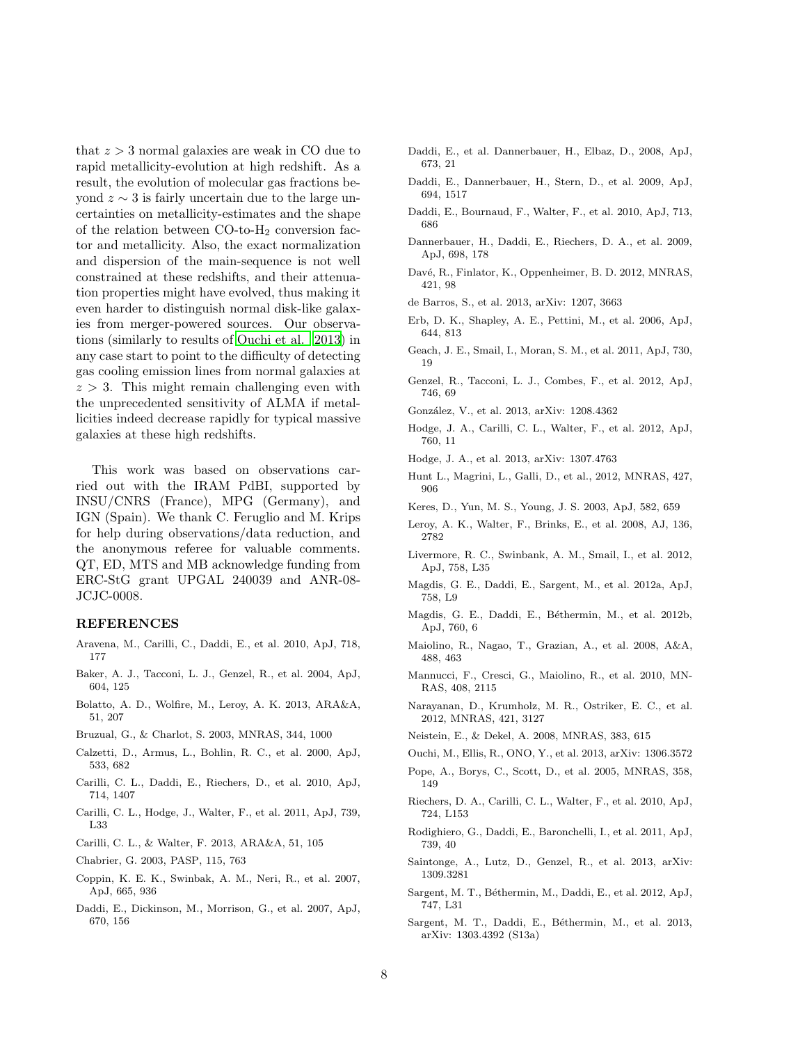that $z > 3$ normal galaxies are weak in CO due to rapid metallicity-evolution at high redshift. As a result, the evolution of molecular gas fractions beyond $z \sim 3$ is fairly uncertain due to the large uncertainties on metallicity-estimates and the shape of the relation between CO-to-$H_2$ conversion factor and metallicity. Also, the exact normalization and dispersion of the main-sequence is not well constrained at these redshifts, and their attenuation properties might have evolved, thus making it even harder to distinguish normal disk-like galaxies from merger-powered sources. Our observations (similarly to results of Ouchi et al. 2013) in any case start to point to the difficulty of detecting gas cooling emission lines from normal galaxies at $z > 3$. This might remain challenging even with the unprecedented sensitivity of ALMA if metallicities indeed decrease rapidly for typical massive galaxies at these high redshifts.

This work was based on observations carried out with the IRAM PdBI, supported by INSU/CNRS (France), MPG (Germany), and IGN (Spain). We thank C. Feruglio and M. Krips for help during observations/data reduction, and the anonymous referee for valuable comments. QT, ED, MTS and MB acknowledge funding from ERC-StG grant UPGAL 240039 and ANR-08-JCJC-0008.

## REFERENCES

Aravena, M., Carilli, C., Daddi, E., et al. 2010, ApJ, 718, 177

Baker, A. J., Tacconi, L. J., Genzel, R., et al. 2004, ApJ, 604, 125

Bolatto, A. D., Wolfire, M., Leroy, A. K. 2013, ARA&A, 51, 207

Bruzual, G., & Charlot, S. 2003, MNRAS, 344, 1000

Calzetti, D., Armus, L., Bohlin, R. C., et al. 2000, ApJ, 533, 682

Carilli, C. L., Daddi, E., Riechers, D., et al. 2010, ApJ, 714, 1407

Carilli, C. L., Hodge, J., Walter, F., et al. 2011, ApJ, 739, L33

Carilli, C. L., & Walter, F. 2013, ARA&A, 51, 105

Chabrier, G. 2003, PASP, 115, 763

Coppin, K. E. K., Swinbak, A. M., Neri, R., et al. 2007, ApJ, 665, 936

Daddi, E., Dickinson, M., Morrison, G., et al. 2007, ApJ, 670, 156

Daddi, E., et al. Dannerbauer, H., Elbaz, D., 2008, ApJ, 673, 21

Daddi, E., Dannerbauer, H., Stern, D., et al. 2009, ApJ, 694, 1517

Daddi, E., Bournaud, F., Walter, F., et al. 2010, ApJ, 713, 686

Dannerbauer, H., Daddi, E., Riechers, D. A., et al. 2009, ApJ, 698, 178

Davé, R., Finlator, K., Oppenheimer, B. D. 2012, MNRAS, 421, 98

de Barros, S., et al. 2013, arXiv: 1207, 3663

Erb, D. K., Shapley, A. E., Pettini, M., et al. 2006, ApJ, 644, 813

Geach, J. E., Smail, I., Moran, S. M., et al. 2011, ApJ, 730, 19

Genzel, R., Tacconi, L. J., Combes, F., et al. 2012, ApJ, 746, 69

González, V., et al. 2013, arXiv: 1208.4362

Hodge, J. A., Carilli, C. L., Walter, F., et al. 2012, ApJ, 760, 11

Hodge, J. A., et al. 2013, arXiv: 1307.4763

Hunt L., Magrini, L., Galli, D., et al., 2012, MNRAS, 427, 906

Keres, D., Yun, M. S., Young, J. S. 2003, ApJ, 582, 659

Leroy, A. K., Walter, F., Brinks, E., et al. 2008, AJ, 136, 2782

Livermore, R. C., Swinbank, A. M., Smail, I., et al. 2012, ApJ, 758, L35

Magdis, G. E., Daddi, E., Sargent, M., et al. 2012a, ApJ, 758, L9

Magdis, G. E., Daddi, E., Béthermin, M., et al. 2012b, ApJ, 760, 6

Maiolino, R., Nagao, T., Grazian, A., et al. 2008, A&A, 488, 463

Mannucci, F., Cresci, G., Maiolino, R., et al. 2010, MNRAS, 408, 2115

Narayanan, D., Krumholz, M. R., Ostriker, E. C., et al. 2012, MNRAS, 421, 3127

Neistein, E., & Dekel, A. 2008, MNRAS, 383, 615

Ouchi, M., Ellis, R., ONO, Y., et al. 2013, arXiv: 1306.3572

Pope, A., Borys, C., Scott, D., et al. 2005, MNRAS, 358, 149

Riechers, D. A., Carilli, C. L., Walter, F., et al. 2010, ApJ, 724, L153

Rodighiero, G., Daddi, E., Baronchelli, I., et al. 2011, ApJ, 739, 40

Saintonge, A., Lutz, D., Genzel, R., et al. 2013, arXiv: 1309.3281

Sargent, M. T., Béthermin, M., Daddi, E., et al. 2012, ApJ, 747, L31

Sargent, M. T., Daddi, E., Béthermin, M., et al. 2013, arXiv: 1303.4392 (S13a)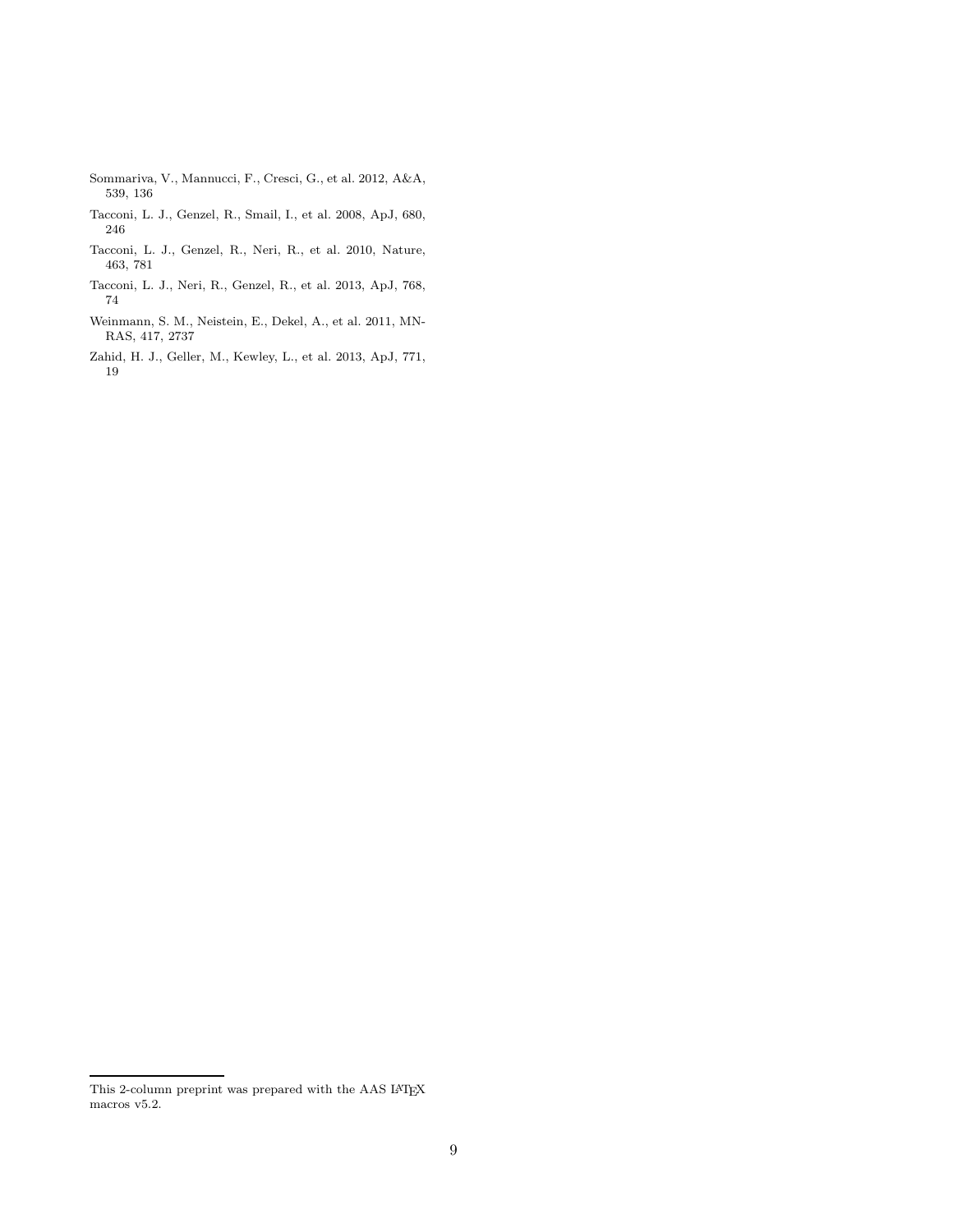Sommariva, V., Mannucci, F., Cresci, G., et al. 2012, A&A, 539, 136

Tacconi, L. J., Genzel, R., Smail, I., et al. 2008, ApJ, 680, 246

Tacconi, L. J., Genzel, R., Neri, R., et al. 2010, Nature, 463, 781

Tacconi, L. J., Neri, R., Genzel, R., et al. 2013, ApJ, 768, 74

Weinmann, S. M., Neistein, E., Dekel, A., et al. 2011, MNRAS, 417, 2737

Zahid, H. J., Geller, M., Kewley, L., et al. 2013, ApJ, 771, 19

---

This 2-column preprint was prepared with the AAS LaTeX macros v5.2.